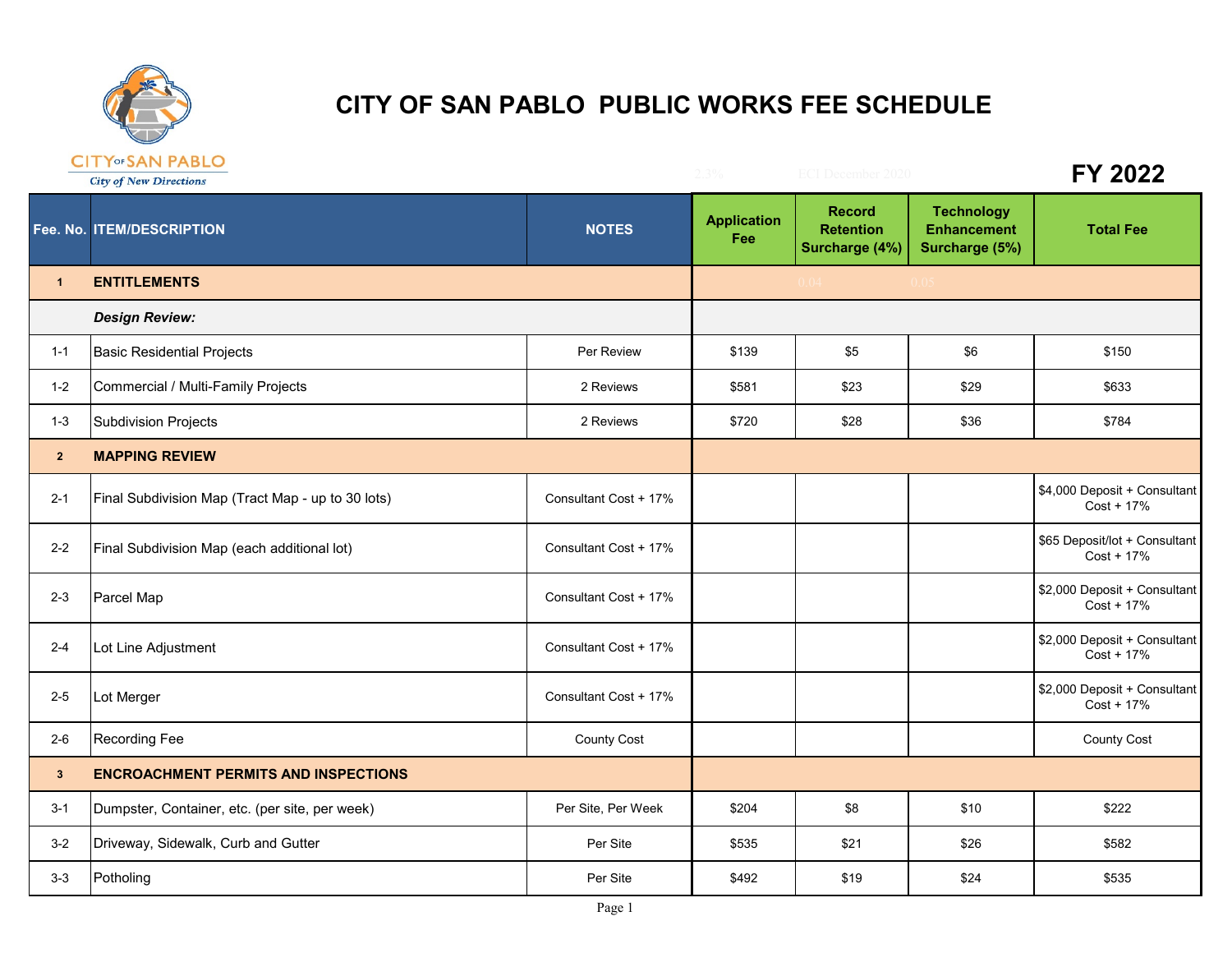# CITY OF SAN PABLO PUBLIC WORKS FEE SCHEDULE

CITY OF SAN PABLO
City of New Directions

## FY 2022

| Fee. No. | ITEM/DESCRIPTION | NOTES | Application Fee | Record Retention Surcharge (4%) | Technology Enhancement Surcharge (5%) | Total Fee |
|---|---|---|---|---|---|---|
| 1 | **ENTITLEMENTS** | | | | | |
| | ***Design Review:*** | | | | | |
| 1-1 | Basic Residential Projects | Per Review | $139 | $5 | $6 | $150 |
| 1-2 | Commercial / Multi-Family Projects | 2 Reviews | $581 | $23 | $29 | $633 |
| 1-3 | Subdivision Projects | 2 Reviews | $720 | $28 | $36 | $784 |
| 2 | **MAPPING REVIEW** | | | | | |
| 2-1 | Final Subdivision Map (Tract Map - up to 30 lots) | Consultant Cost + 17% | | | | $4,000 Deposit + Consultant Cost + 17% |
| 2-2 | Final Subdivision Map (each additional lot) | Consultant Cost + 17% | | | | $65 Deposit/lot + Consultant Cost + 17% |
| 2-3 | Parcel Map | Consultant Cost + 17% | | | | $2,000 Deposit + Consultant Cost + 17% |
| 2-4 | Lot Line Adjustment | Consultant Cost + 17% | | | | $2,000 Deposit + Consultant Cost + 17% |
| 2-5 | Lot Merger | Consultant Cost + 17% | | | | $2,000 Deposit + Consultant Cost + 17% |
| 2-6 | Recording Fee | County Cost | | | | County Cost |
| 3 | **ENCROACHMENT PERMITS AND INSPECTIONS** | | | | | |
| 3-1 | Dumpster, Container, etc. (per site, per week) | Per Site, Per Week | $204 | $8 | $10 | $222 |
| 3-2 | Driveway, Sidewalk, Curb and Gutter | Per Site | $535 | $21 | $26 | $582 |
| 3-3 | Potholing | Per Site | $492 | $19 | $24 | $535 |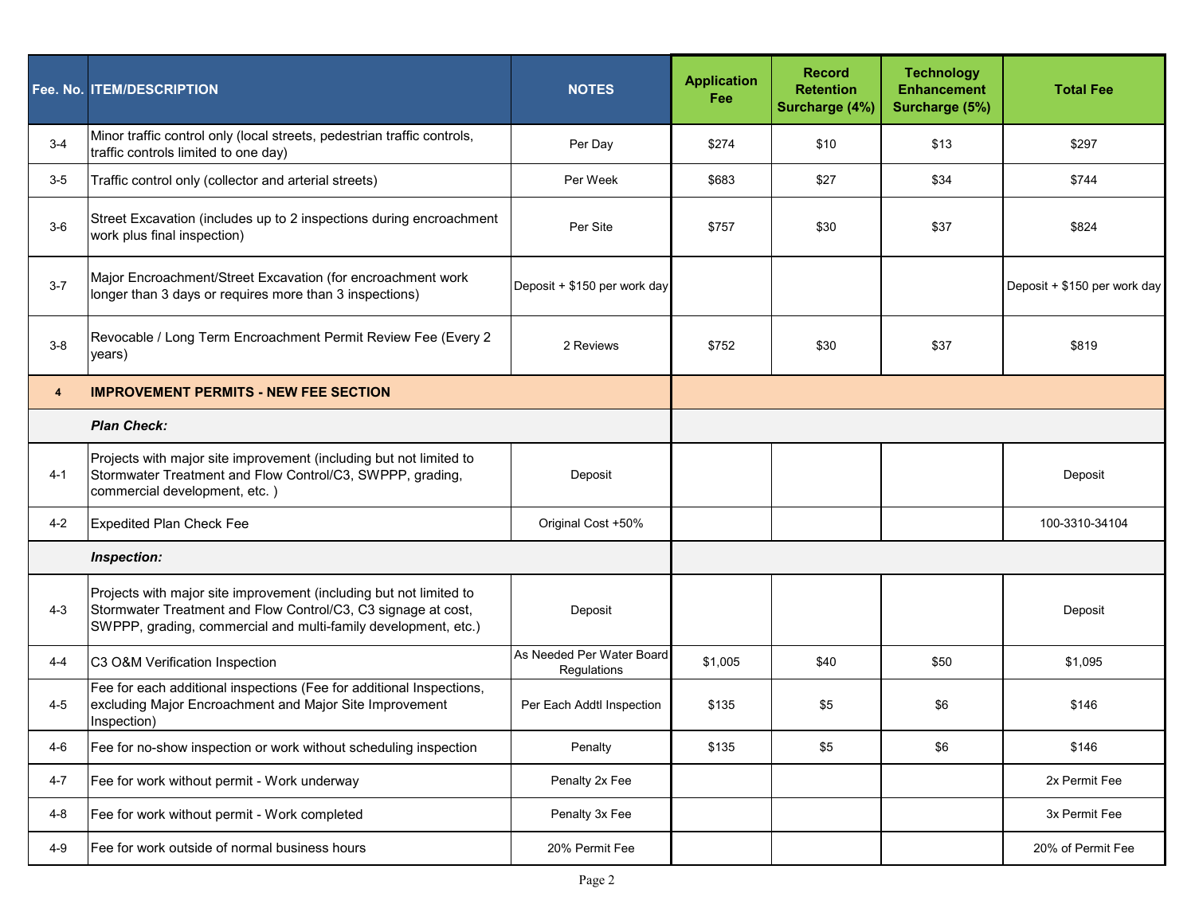| Fee. No. | ITEM/DESCRIPTION | NOTES | Application Fee | Record Retention Surcharge (4%) | Technology Enhancement Surcharge (5%) | Total Fee |
|---|---|---|---|---|---|---|
| 3-4 | Minor traffic control only (local streets, pedestrian traffic controls, traffic controls limited to one day) | Per Day | $274 | $10 | $13 | $297 |
| 3-5 | Traffic control only (collector and arterial streets) | Per Week | $683 | $27 | $34 | $744 |
| 3-6 | Street Excavation (includes up to 2 inspections during encroachment work plus final inspection) | Per Site | $757 | $30 | $37 | $824 |
| 3-7 | Major Encroachment/Street Excavation (for encroachment work longer than 3 days or requires more than 3 inspections) | Deposit + $150 per work day | | | | Deposit + $150 per work day |
| 3-8 | Revocable / Long Term Encroachment Permit Review Fee (Every 2 years) | 2 Reviews | $752 | $30 | $37 | $819 |
| **4** | **IMPROVEMENT PERMITS - NEW FEE SECTION** | | | | | |
| | ***Plan Check:*** | | | | | |
| 4-1 | Projects with major site improvement (including but not limited to Stormwater Treatment and Flow Control/C3, SWPPP, grading, commercial development, etc. ) | Deposit | | | | Deposit |
| 4-2 | Expedited Plan Check Fee | Original Cost +50% | | | | 100-3310-34104 |
| | ***Inspection:*** | | | | | |
| 4-3 | Projects with major site improvement (including but not limited to Stormwater Treatment and Flow Control/C3, C3 signage at cost, SWPPP, grading, commercial and multi-family development, etc.) | Deposit | | | | Deposit |
| 4-4 | C3 O&M Verification Inspection | As Needed Per Water Board Regulations | $1,005 | $40 | $50 | $1,095 |
| 4-5 | Fee for each additional inspections (Fee for additional Inspections, excluding Major Encroachment and Major Site Improvement Inspection) | Per Each Addtl Inspection | $135 | $5 | $6 | $146 |
| 4-6 | Fee for no-show inspection or work without scheduling inspection | Penalty | $135 | $5 | $6 | $146 |
| 4-7 | Fee for work without permit - Work underway | Penalty 2x Fee | | | | 2x Permit Fee |
| 4-8 | Fee for work without permit - Work completed | Penalty 3x Fee | | | | 3x Permit Fee |
| 4-9 | Fee for work outside of normal business hours | 20% Permit Fee | | | | 20% of Permit Fee |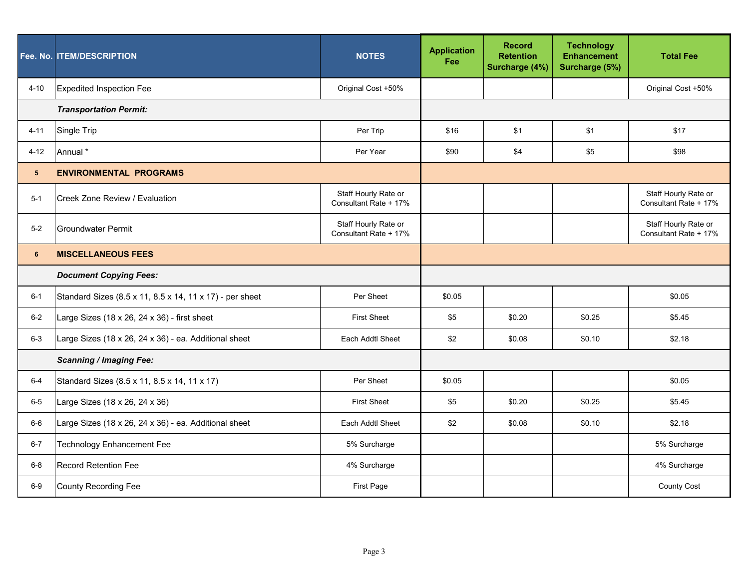| Fee. No. | ITEM/DESCRIPTION | NOTES | Application Fee | Record Retention Surcharge (4%) | Technology Enhancement Surcharge (5%) | Total Fee |
|---|---|---|---|---|---|---|
| 4-10 | Expedited Inspection Fee | Original Cost +50% | | | | Original Cost +50% |
| | ***Transportation Permit:*** | | | | | |
| 4-11 | Single Trip | Per Trip | $16 | $1 | $1 | $17 |
| 4-12 | Annual * | Per Year | $90 | $4 | $5 | $98 |
| **5** | **ENVIRONMENTAL PROGRAMS** | | | | | |
| 5-1 | Creek Zone Review / Evaluation | Staff Hourly Rate or Consultant Rate + 17% | | | | Staff Hourly Rate or Consultant Rate + 17% |
| 5-2 | Groundwater Permit | Staff Hourly Rate or Consultant Rate + 17% | | | | Staff Hourly Rate or Consultant Rate + 17% |
| **6** | **MISCELLANEOUS FEES** | | | | | |
| | ***Document Copying Fees:*** | | | | | |
| 6-1 | Standard Sizes (8.5 x 11, 8.5 x 14, 11 x 17) - per sheet | Per Sheet | $0.05 | | | $0.05 |
| 6-2 | Large Sizes (18 x 26, 24 x 36) - first sheet | First Sheet | $5 | $0.20 | $0.25 | $5.45 |
| 6-3 | Large Sizes (18 x 26, 24 x 36) - ea. Additional sheet | Each Addtl Sheet | $2 | $0.08 | $0.10 | $2.18 |
| | ***Scanning / Imaging Fee:*** | | | | | |
| 6-4 | Standard Sizes (8.5 x 11, 8.5 x 14, 11 x 17) | Per Sheet | $0.05 | | | $0.05 |
| 6-5 | Large Sizes (18 x 26, 24 x 36) | First Sheet | $5 | $0.20 | $0.25 | $5.45 |
| 6-6 | Large Sizes (18 x 26, 24 x 36) - ea. Additional sheet | Each Addtl Sheet | $2 | $0.08 | $0.10 | $2.18 |
| 6-7 | Technology Enhancement Fee | 5% Surcharge | | | | 5% Surcharge |
| 6-8 | Record Retention Fee | 4% Surcharge | | | | 4% Surcharge |
| 6-9 | County Recording Fee | First Page | | | | County Cost |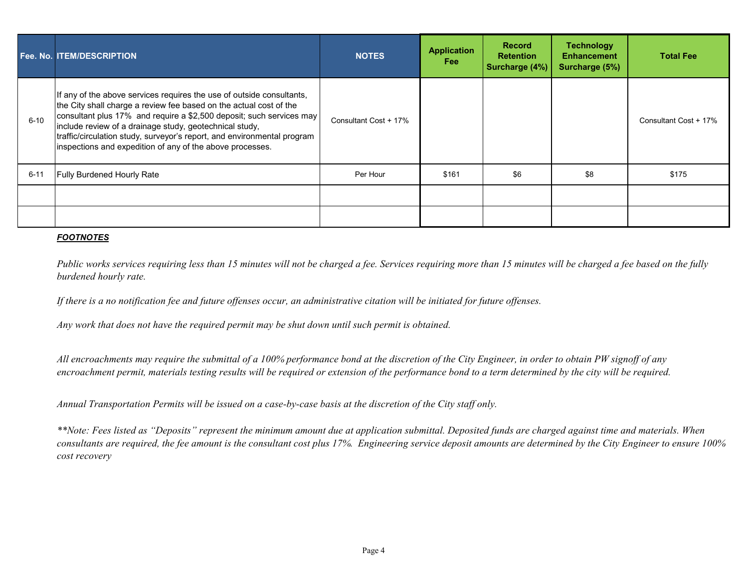| Fee. No. | ITEM/DESCRIPTION | NOTES | Application Fee | Record Retention Surcharge (4%) | Technology Enhancement Surcharge (5%) | Total Fee |
|---|---|---|---|---|---|---|
| 6-10 | If any of the above services requires the use of outside consultants, the City shall charge a review fee based on the actual cost of the consultant plus 17% and require a $2,500 deposit; such services may include review of a drainage study, geotechnical study, traffic/circulation study, surveyor's report, and environmental program inspections and expedition of any of the above processes. | Consultant Cost + 17% | | | | Consultant Cost + 17% |
| 6-11 | Fully Burdened Hourly Rate | Per Hour | $161 | $6 | $8 | $175 |
| | | | | | | |
| | | | | | | |

***FOOTNOTES***

*Public works services requiring less than 15 minutes will not be charged a fee. Services requiring more than 15 minutes will be charged a fee based on the fully burdened hourly rate.*

*If there is a no notification fee and future offenses occur, an administrative citation will be initiated for future offenses.*

*Any work that does not have the required permit may be shut down until such permit is obtained.*

*All encroachments may require the submittal of a 100% performance bond at the discretion of the City Engineer, in order to obtain PW signoff of any encroachment permit, materials testing results will be required or extension of the performance bond to a term determined by the city will be required.*

*Annual Transportation Permits will be issued on a case-by-case basis at the discretion of the City staff only.*

*\*\*Note: Fees listed as "Deposits" represent the minimum amount due at application submittal. Deposited funds are charged against time and materials. When consultants are required, the fee amount is the consultant cost plus 17%. Engineering service deposit amounts are determined by the City Engineer to ensure 100% cost recovery*